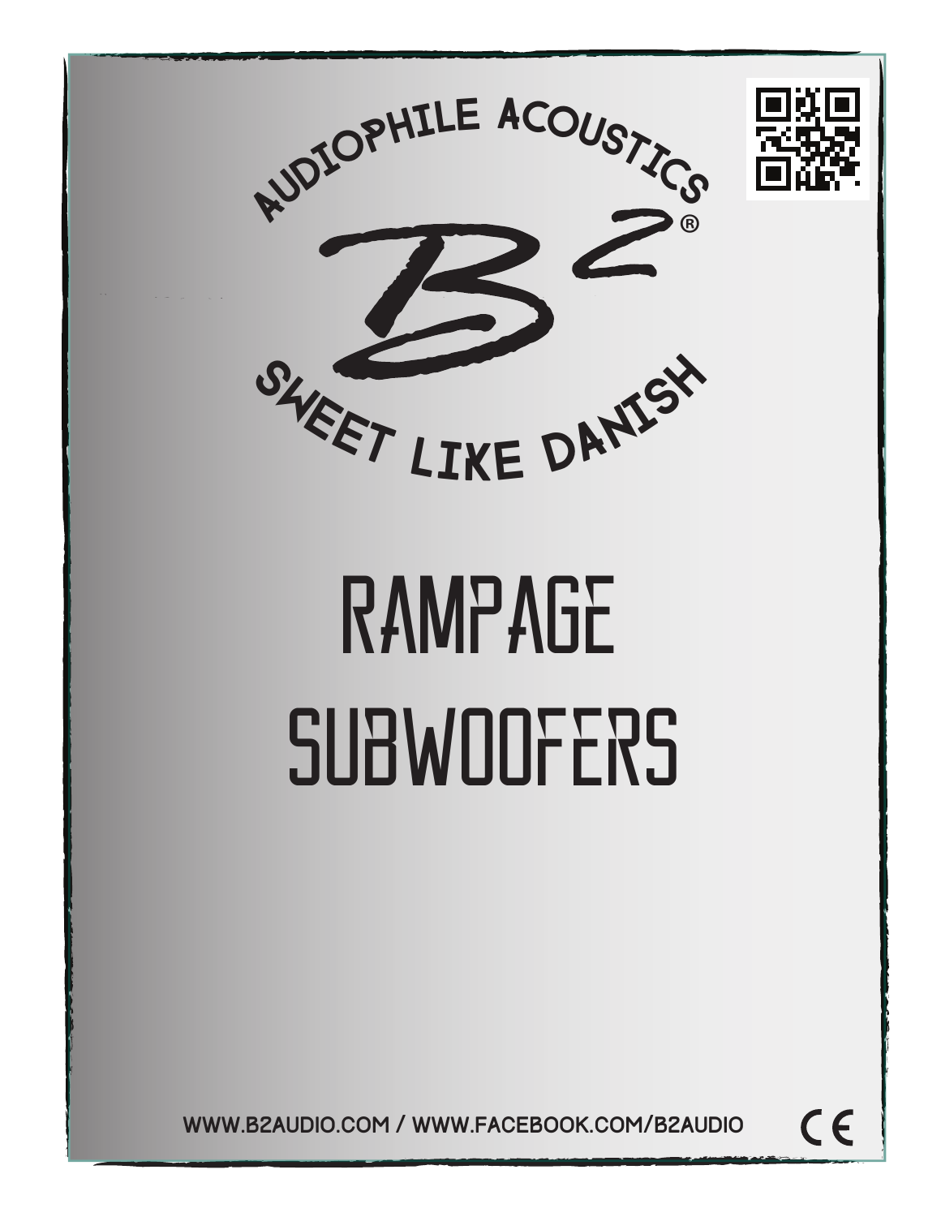AUDIOPHILE ACOUSTICS

B²®

SWEET LIKE DANISH

# RAMPAGE SUBWOOFERS

WWW.B2AUDIO.COM / WWW.FACEBOOK.COM/B2AUDIO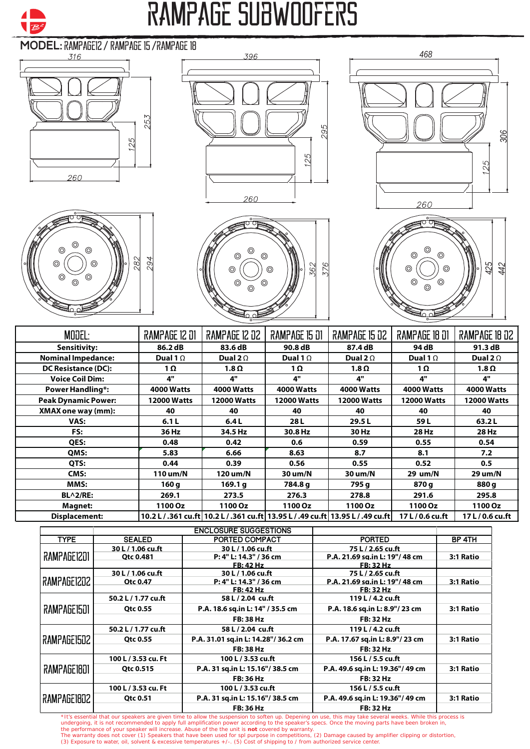# RAMPAGE SUBWOOFERS

## MODEL: RAMPAGE12 / RAMPAGE 15 / RAMPAGE 18

316
253
125
260

396
295
125
260

468
306
125
260

282
294

362
376

425
442

| MODEL: | RAMPAGE 12 D1 | RAMPAGE 12 D2 | RAMPAGE 15 D1 | RAMPAGE 15 D2 | RAMPAGE 18 D1 | RAMPAGE 18 D2 |
|---|---|---|---|---|---|---|
| **Sensitivity:** | 86.2 dB | 83.6 dB | 90.8 dB | 87.4 dB | 94 dB | 91.3 dB |
| **Nominal Impedance:** | Dual 1 Ω | Dual 2 Ω | Dual 1 Ω | Dual 2 Ω | Dual 1 Ω | Dual 2 Ω |
| **DC Resistance (DC):** | 1 Ω | 1.8 Ω | 1 Ω | 1.8 Ω | 1 Ω | 1.8 Ω |
| **Voice Coil Dim:** | 4" | 4" | 4" | 4" | 4" | 4" |
| **Power Handling*:** | 4000 Watts | 4000 Watts | 4000 Watts | 4000 Watts | 4000 Watts | 4000 Watts |
| **Peak Dynamic Power:** | 12000 Watts | 12000 Watts | 12000 Watts | 12000 Watts | 12000 Watts | 12000 Watts |
| **XMAX one way (mm):** | 40 | 40 | 40 | 40 | 40 | 40 |
| **VAS:** | 6.1 L | 6.4 L | 28 L | 29.5 L | 59 L | 63.2 L |
| **FS:** | 36 Hz | 34.5 Hz | 30.8 Hz | 30 Hz | 28 Hz | 28 Hz |
| **QES:** | 0.48 | 0.42 | 0.6 | 0.59 | 0.55 | 0.54 |
| **QMS:** | 5.83 | 6.66 | 8.63 | 8.7 | 8.1 | 7.2 |
| **QTS:** | 0.44 | 0.39 | 0.56 | 0.55 | 0.52 | 0.5 |
| **CMS:** | 110 um/N | 120 um/N | 30 um/N | 30 um/N | 29 um/N | 29 um/N |
| **MMS:** | 160 g | 169.1 g | 784.8 g | 795 g | 870 g | 880 g |
| **BL^2/RE:** | 269.1 | 273.5 | 276.3 | 278.8 | 291.6 | 295.8 |
| **Magnet:** | 1100 Oz | 1100 Oz | 1100 Oz | 1100 Oz | 1100 Oz | 1100 Oz |
| **Displacement:** | 10.2 L / .361 cu.ft | 10.2 L / .361 cu.ft | 13.95 L / .49 cu.ft | 13.95 L / .49 cu.ft | 17 L / 0.6 cu.ft | 17 L / 0.6 cu.ft |

| | ENCLOSURE SUGGESTIONS | | | |
|---|---|---|---|---|
| TYPE | SEALED | PORTED COMPACT | PORTED | BP 4TH |
| RAMPAGE12D1 | 30 L / 1.06 cu.ft<br>Qtc 0.481 | 30 L / 1.06 cu.ft<br>P: 4" L: 14.3" / 36 cm<br>FB: 42 Hz | 75 L / 2.65 cu.ft<br>P.A. 21.69 sq.in L: 19" / 48 cm<br>FB: 32 Hz | 3:1 Ratio |
| RAMPAGE12D2 | 30 L / 1.06 cu.ft<br>Qtc 0.47 | 30 L / 1.06 cu.ft<br>P: 4" L: 14.3" / 36 cm<br>FB: 42 Hz | 75 L / 2.65 cu.ft<br>P.A. 21.69 sq.in L: 19" / 48 cm<br>FB: 32 Hz | 3:1 Ratio |
| RAMPAGE15D1 | 50.2 L / 1.77 cu.ft<br>Qtc 0.55 | 58 L / 2.04 cu.ft<br>P.A. 18.6 sq.in L: 14" / 35.5 cm<br>FB: 38 Hz | 119 L / 4.2 cu.ft<br>P.A. 18.6 sq.in L: 8.9" / 23 cm<br>FB: 32 Hz | 3:1 Ratio |
| RAMPAGE15D2 | 50.2 L / 1.77 cu.ft<br>Qtc 0.55 | 58 L / 2.04 cu.ft<br>P.A. 31.01 sq.in L: 14.28" / 36.2 cm<br>FB: 38 Hz | 119 L / 4.2 cu.ft<br>P.A. 17.67 sq.in L: 8.9" / 23 cm<br>FB: 32 Hz | 3:1 Ratio |
| RAMPAGE18D1 | 100 L / 3.53 cu. Ft<br>Qtc 0.515 | 100 L / 3.53 cu.ft<br>P.A. 31 sq.in L: 15.16" / 38.5 cm<br>FB: 36 Hz | 156 L / 5.5 cu.ft<br>P.A. 49.6 sq.in L: 19.36" / 49 cm<br>FB: 32 Hz | 3:1 Ratio |
| RAMPAGE18D2 | 100 L / 3.53 cu. Ft<br>Qtc 0.51 | 100 L / 3.53 cu.ft<br>P.A. 31 sq.in L: 15.16" / 38.5 cm<br>FB: 36 Hz | 156 L / 5.5 cu.ft<br>P.A. 49.6 sq.in L: 19.36" / 49 cm<br>FB: 32 Hz | 3:1 Ratio |

*It's essential that our speakers are given time to allow the suspension to soften up. Depening on use, this may take several weeks. While this process is undergoing, it is not recommended to apply full amplification power according to the speaker's specs. Once the moving parts have been broken in, the performance of your speaker will increase. Abuse of the the unit is **not** covered by warranty.
The warranty does not cover (1) Speakers that have been used for spl purpose in competitions, (2) Damage caused by amplifier clipping or distortion, (3) Exposure to water, oil, solvent & excessive temperatures +/-. (5) Cost of shipping to / from authorized service center.